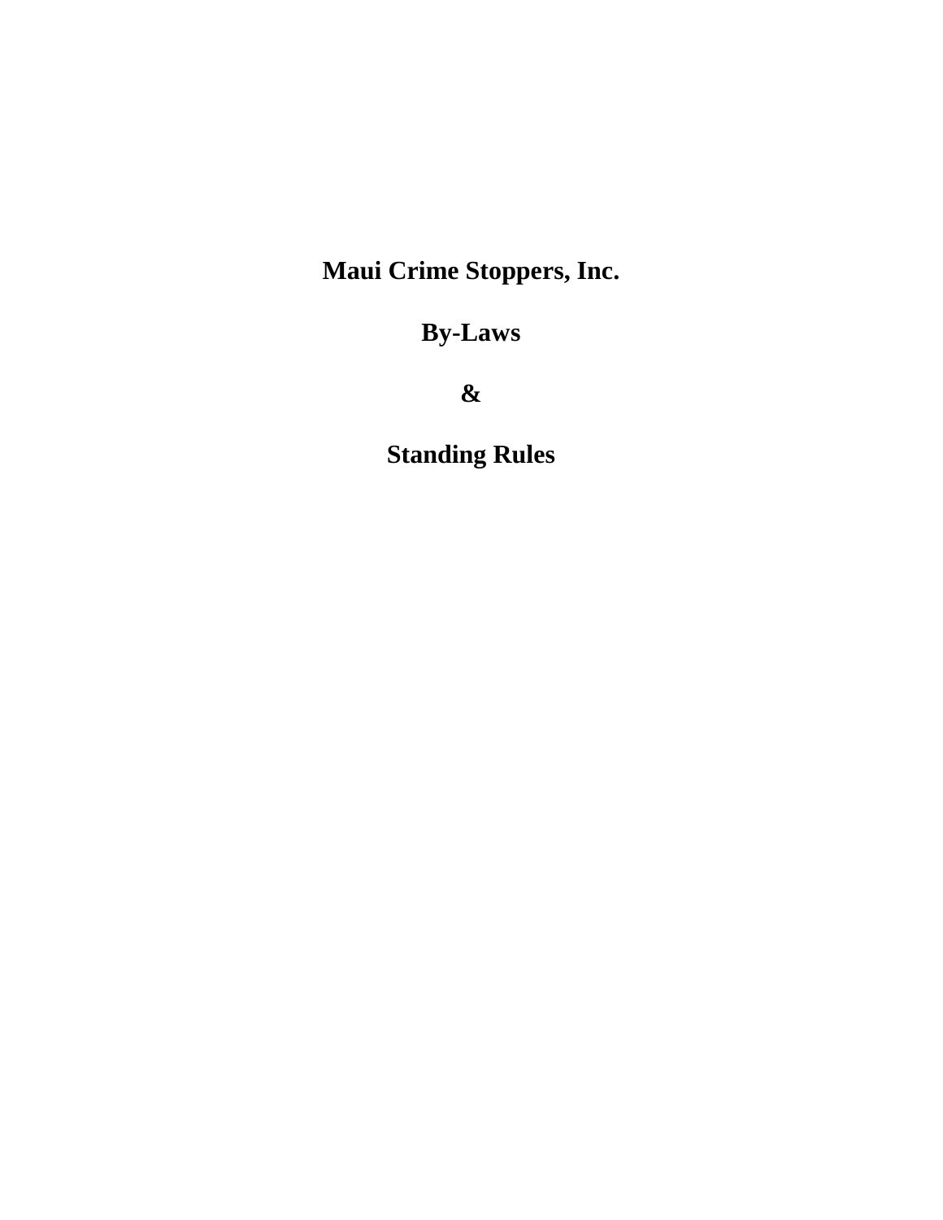# Maui Crime Stoppers, Inc.

# By-Laws

# &

# Standing Rules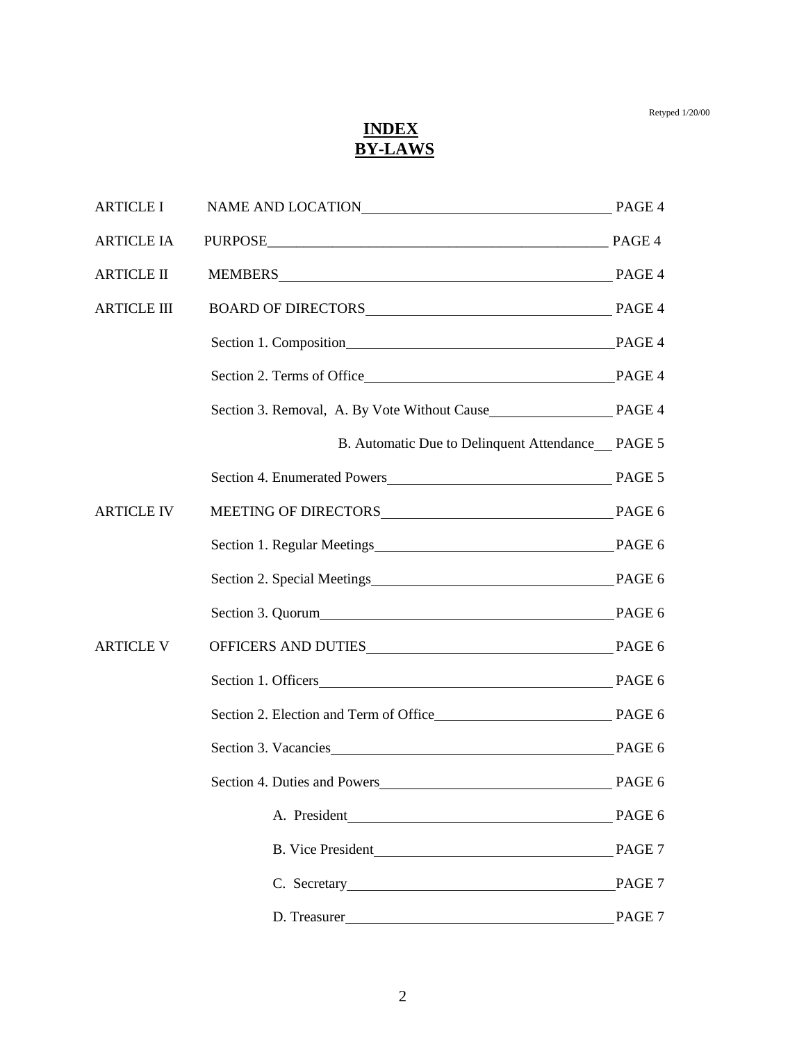Retyped 1/20/00

# INDEX
# BY-LAWS

| | | |
|---|---|---|
| ARTICLE I | NAME AND LOCATION | PAGE 4 |
| ARTICLE IA | PURPOSE | PAGE 4 |
| ARTICLE II | MEMBERS | PAGE 4 |
| ARTICLE III | BOARD OF DIRECTORS | PAGE 4 |
| | Section 1. Composition | PAGE 4 |
| | Section 2. Terms of Office | PAGE 4 |
| | Section 3. Removal, A. By Vote Without Cause | PAGE 4 |
| | B. Automatic Due to Delinquent Attendance | PAGE 5 |
| | Section 4. Enumerated Powers | PAGE 5 |
| ARTICLE IV | MEETING OF DIRECTORS | PAGE 6 |
| | Section 1. Regular Meetings | PAGE 6 |
| | Section 2. Special Meetings | PAGE 6 |
| | Section 3. Quorum | PAGE 6 |
| ARTICLE V | OFFICERS AND DUTIES | PAGE 6 |
| | Section 1. Officers | PAGE 6 |
| | Section 2. Election and Term of Office | PAGE 6 |
| | Section 3. Vacancies | PAGE 6 |
| | Section 4. Duties and Powers | PAGE 6 |
| | A. President | PAGE 6 |
| | B. Vice President | PAGE 7 |
| | C. Secretary | PAGE 7 |
| | D. Treasurer | PAGE 7 |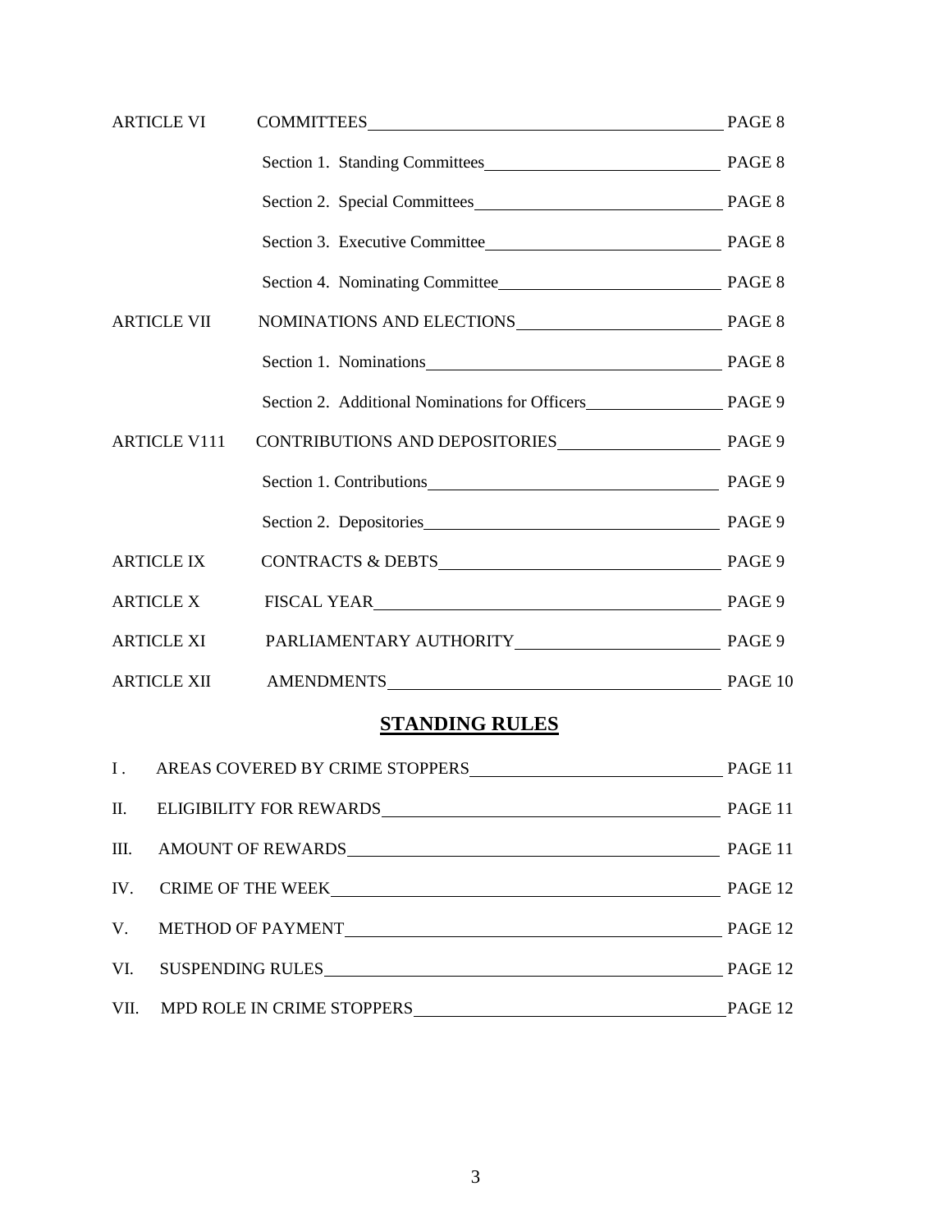| | | |
|---|---|---|
| ARTICLE VI | COMMITTEES | PAGE 8 |
| | Section 1. Standing Committees | PAGE 8 |
| | Section 2. Special Committees | PAGE 8 |
| | Section 3. Executive Committee | PAGE 8 |
| | Section 4. Nominating Committee | PAGE 8 |
| ARTICLE VII | NOMINATIONS AND ELECTIONS | PAGE 8 |
| | Section 1. Nominations | PAGE 8 |
| | Section 2. Additional Nominations for Officers | PAGE 9 |
| ARTICLE V111 | CONTRIBUTIONS AND DEPOSITORIES | PAGE 9 |
| | Section 1. Contributions | PAGE 9 |
| | Section 2. Depositories | PAGE 9 |
| ARTICLE IX | CONTRACTS & DEBTS | PAGE 9 |
| ARTICLE X | FISCAL YEAR | PAGE 9 |
| ARTICLE XI | PARLIAMENTARY AUTHORITY | PAGE 9 |
| ARTICLE XII | AMENDMENTS | PAGE 10 |

## **STANDING RULES**

| | | |
|---|---|---|
| I . | AREAS COVERED BY CRIME STOPPERS | PAGE 11 |
| II. | ELIGIBILITY FOR REWARDS | PAGE 11 |
| III. | AMOUNT OF REWARDS | PAGE 11 |
| IV. | CRIME OF THE WEEK | PAGE 12 |
| V. | METHOD OF PAYMENT | PAGE 12 |
| VI. | SUSPENDING RULES | PAGE 12 |
| VII. | MPD ROLE IN CRIME STOPPERS | PAGE 12 |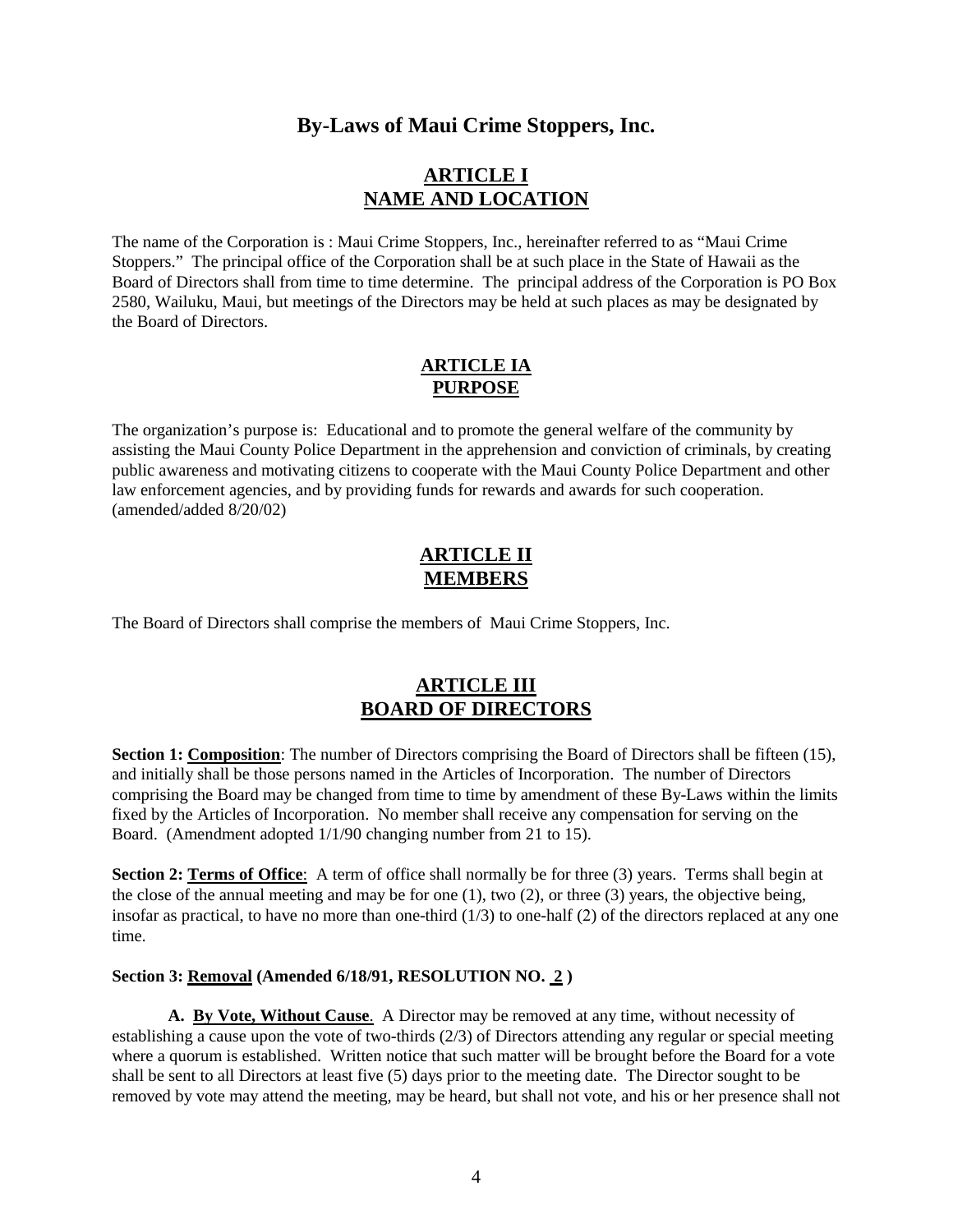# By-Laws of Maui Crime Stoppers, Inc.

## ARTICLE I
## NAME AND LOCATION

The name of the Corporation is : Maui Crime Stoppers, Inc., hereinafter referred to as "Maui Crime Stoppers." The principal office of the Corporation shall be at such place in the State of Hawaii as the Board of Directors shall from time to time determine. The principal address of the Corporation is PO Box 2580, Wailuku, Maui, but meetings of the Directors may be held at such places as may be designated by the Board of Directors.

## ARTICLE IA
## PURPOSE

The organization's purpose is: Educational and to promote the general welfare of the community by assisting the Maui County Police Department in the apprehension and conviction of criminals, by creating public awareness and motivating citizens to cooperate with the Maui County Police Department and other law enforcement agencies, and by providing funds for rewards and awards for such cooperation. (amended/added 8/20/02)

## ARTICLE II
## MEMBERS

The Board of Directors shall comprise the members of Maui Crime Stoppers, Inc.

## ARTICLE III
## BOARD OF DIRECTORS

**Section 1: Composition**: The number of Directors comprising the Board of Directors shall be fifteen (15), and initially shall be those persons named in the Articles of Incorporation. The number of Directors comprising the Board may be changed from time to time by amendment of these By-Laws within the limits fixed by the Articles of Incorporation. No member shall receive any compensation for serving on the Board. (Amendment adopted 1/1/90 changing number from 21 to 15).

**Section 2: Terms of Office**: A term of office shall normally be for three (3) years. Terms shall begin at the close of the annual meeting and may be for one (1), two (2), or three (3) years, the objective being, insofar as practical, to have no more than one-third (1/3) to one-half (2) of the directors replaced at any one time.

**Section 3: Removal (Amended 6/18/91, RESOLUTION NO. 2 )**

**A. By Vote, Without Cause**. A Director may be removed at any time, without necessity of establishing a cause upon the vote of two-thirds (2/3) of Directors attending any regular or special meeting where a quorum is established. Written notice that such matter will be brought before the Board for a vote shall be sent to all Directors at least five (5) days prior to the meeting date. The Director sought to be removed by vote may attend the meeting, may be heard, but shall not vote, and his or her presence shall not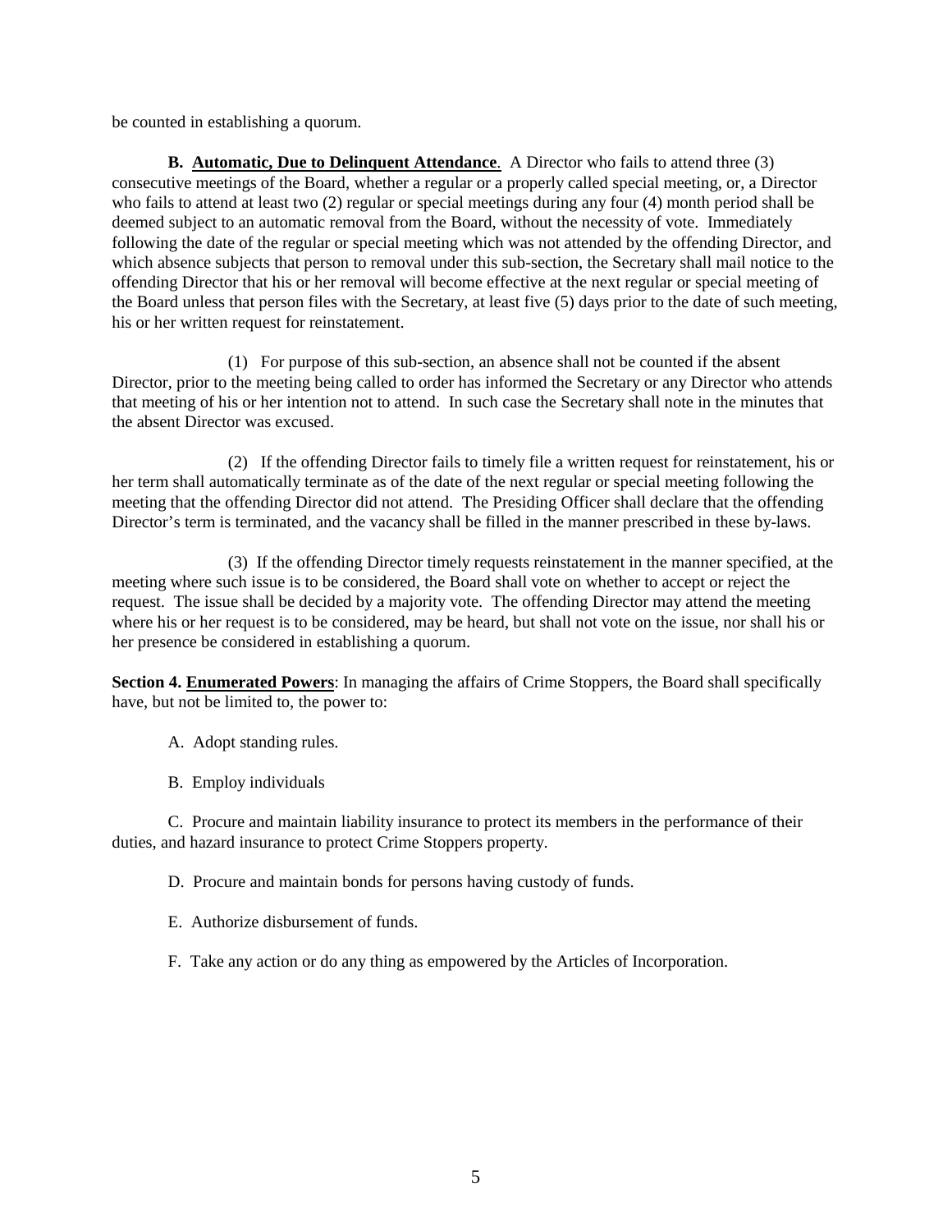be counted in establishing a quorum.

**B. Automatic, Due to Delinquent Attendance**. A Director who fails to attend three (3) consecutive meetings of the Board, whether a regular or a properly called special meeting, or, a Director who fails to attend at least two (2) regular or special meetings during any four (4) month period shall be deemed subject to an automatic removal from the Board, without the necessity of vote. Immediately following the date of the regular or special meeting which was not attended by the offending Director, and which absence subjects that person to removal under this sub-section, the Secretary shall mail notice to the offending Director that his or her removal will become effective at the next regular or special meeting of the Board unless that person files with the Secretary, at least five (5) days prior to the date of such meeting, his or her written request for reinstatement.

(1) For purpose of this sub-section, an absence shall not be counted if the absent Director, prior to the meeting being called to order has informed the Secretary or any Director who attends that meeting of his or her intention not to attend. In such case the Secretary shall note in the minutes that the absent Director was excused.

(2) If the offending Director fails to timely file a written request for reinstatement, his or her term shall automatically terminate as of the date of the next regular or special meeting following the meeting that the offending Director did not attend. The Presiding Officer shall declare that the offending Director's term is terminated, and the vacancy shall be filled in the manner prescribed in these by-laws.

(3) If the offending Director timely requests reinstatement in the manner specified, at the meeting where such issue is to be considered, the Board shall vote on whether to accept or reject the request. The issue shall be decided by a majority vote. The offending Director may attend the meeting where his or her request is to be considered, may be heard, but shall not vote on the issue, nor shall his or her presence be considered in establishing a quorum.

**Section 4. Enumerated Powers**: In managing the affairs of Crime Stoppers, the Board shall specifically have, but not be limited to, the power to:

A. Adopt standing rules.

B. Employ individuals

C. Procure and maintain liability insurance to protect its members in the performance of their duties, and hazard insurance to protect Crime Stoppers property.

D. Procure and maintain bonds for persons having custody of funds.

E. Authorize disbursement of funds.

F. Take any action or do any thing as empowered by the Articles of Incorporation.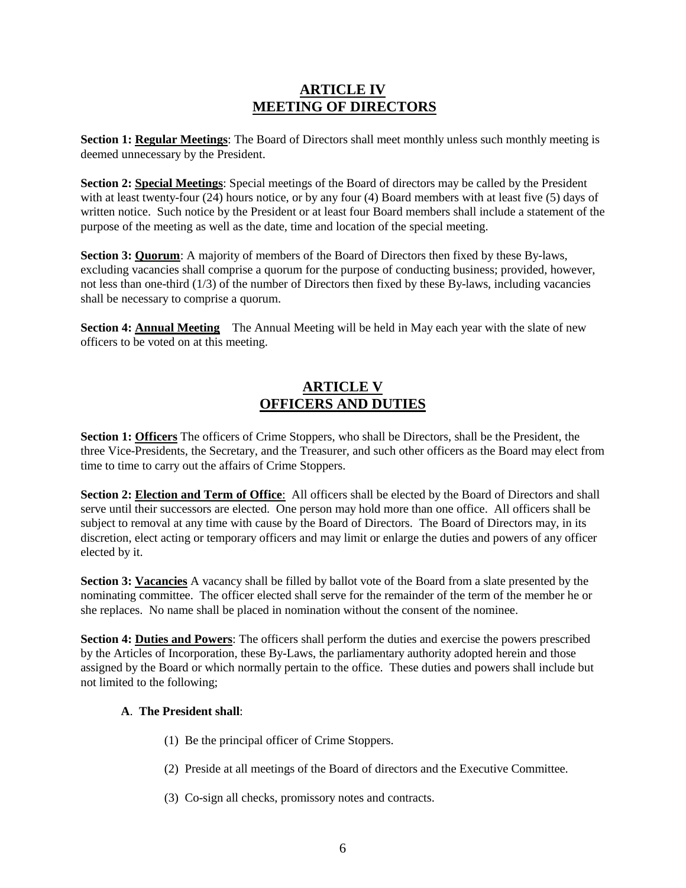## ARTICLE IV
## MEETING OF DIRECTORS

**Section 1: Regular Meetings**: The Board of Directors shall meet monthly unless such monthly meeting is deemed unnecessary by the President.

**Section 2: Special Meetings**: Special meetings of the Board of directors may be called by the President with at least twenty-four (24) hours notice, or by any four (4) Board members with at least five (5) days of written notice. Such notice by the President or at least four Board members shall include a statement of the purpose of the meeting as well as the date, time and location of the special meeting.

**Section 3: Quorum**: A majority of members of the Board of Directors then fixed by these By-laws, excluding vacancies shall comprise a quorum for the purpose of conducting business; provided, however, not less than one-third (1/3) of the number of Directors then fixed by these By-laws, including vacancies shall be necessary to comprise a quorum.

**Section 4: Annual Meeting** The Annual Meeting will be held in May each year with the slate of new officers to be voted on at this meeting.

## ARTICLE V
## OFFICERS AND DUTIES

**Section 1: Officers** The officers of Crime Stoppers, who shall be Directors, shall be the President, the three Vice-Presidents, the Secretary, and the Treasurer, and such other officers as the Board may elect from time to time to carry out the affairs of Crime Stoppers.

**Section 2: Election and Term of Office**: All officers shall be elected by the Board of Directors and shall serve until their successors are elected. One person may hold more than one office. All officers shall be subject to removal at any time with cause by the Board of Directors. The Board of Directors may, in its discretion, elect acting or temporary officers and may limit or enlarge the duties and powers of any officer elected by it.

**Section 3: Vacancies** A vacancy shall be filled by ballot vote of the Board from a slate presented by the nominating committee. The officer elected shall serve for the remainder of the term of the member he or she replaces. No name shall be placed in nomination without the consent of the nominee.

**Section 4: Duties and Powers**: The officers shall perform the duties and exercise the powers prescribed by the Articles of Incorporation, these By-Laws, the parliamentary authority adopted herein and those assigned by the Board or which normally pertain to the office. These duties and powers shall include but not limited to the following;

**A**. **The President shall**:

(1) Be the principal officer of Crime Stoppers.

(2) Preside at all meetings of the Board of directors and the Executive Committee.

(3) Co-sign all checks, promissory notes and contracts.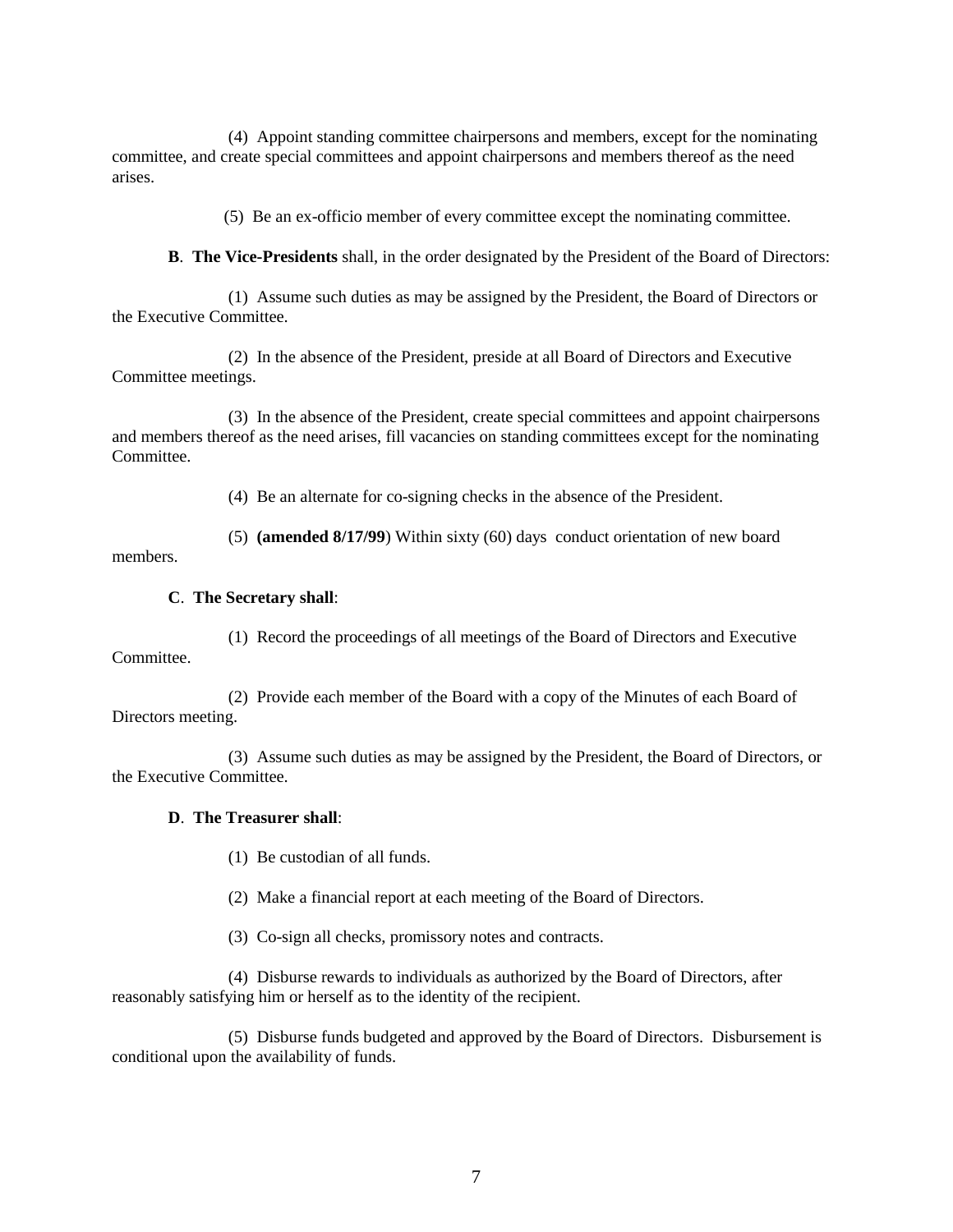(4) Appoint standing committee chairpersons and members, except for the nominating committee, and create special committees and appoint chairpersons and members thereof as the need arises.

(5) Be an ex-officio member of every committee except the nominating committee.

**B**. **The Vice-Presidents** shall, in the order designated by the President of the Board of Directors:

(1) Assume such duties as may be assigned by the President, the Board of Directors or the Executive Committee.

(2) In the absence of the President, preside at all Board of Directors and Executive Committee meetings.

(3) In the absence of the President, create special committees and appoint chairpersons and members thereof as the need arises, fill vacancies on standing committees except for the nominating Committee.

(4) Be an alternate for co-signing checks in the absence of the President.

(5) **(amended 8/17/99**) Within sixty (60) days conduct orientation of new board members.

**C**. **The Secretary shall**:

(1) Record the proceedings of all meetings of the Board of Directors and Executive Committee.

(2) Provide each member of the Board with a copy of the Minutes of each Board of Directors meeting.

(3) Assume such duties as may be assigned by the President, the Board of Directors, or the Executive Committee.

**D**. **The Treasurer shall**:

(1) Be custodian of all funds.

(2) Make a financial report at each meeting of the Board of Directors.

(3) Co-sign all checks, promissory notes and contracts.

(4) Disburse rewards to individuals as authorized by the Board of Directors, after reasonably satisfying him or herself as to the identity of the recipient.

(5) Disburse funds budgeted and approved by the Board of Directors. Disbursement is conditional upon the availability of funds.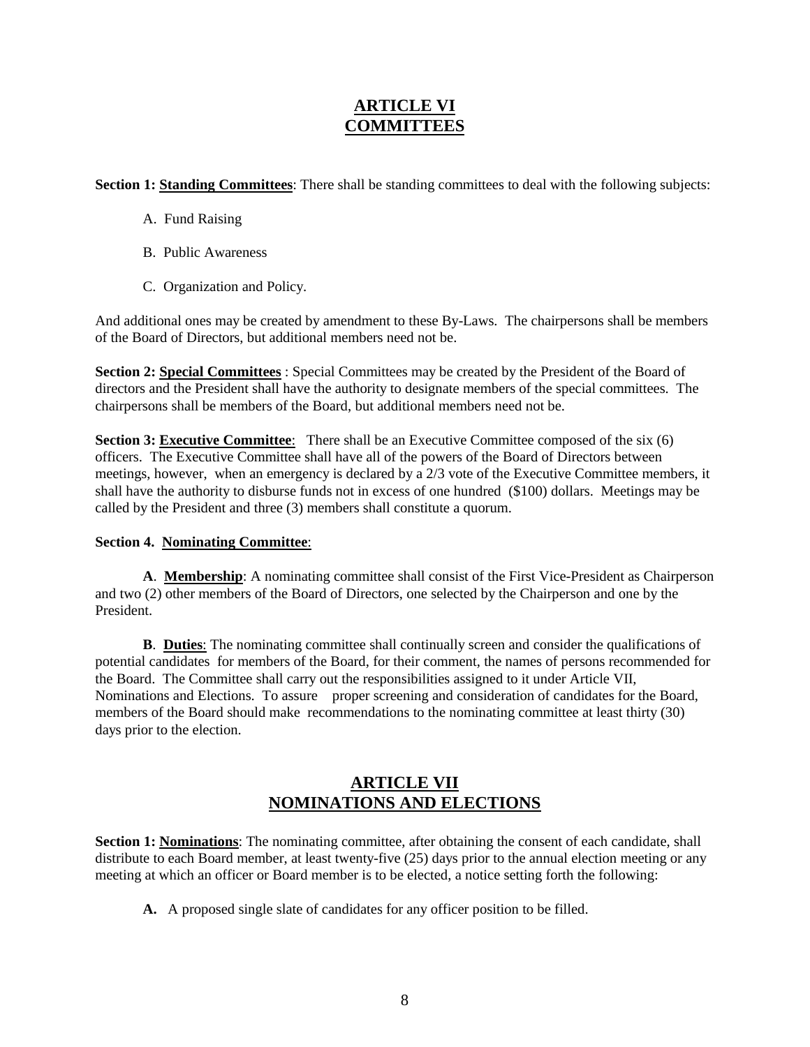## ARTICLE VI
## COMMITTEES

**Section 1: Standing Committees**: There shall be standing committees to deal with the following subjects:

A. Fund Raising

B. Public Awareness

C. Organization and Policy.

And additional ones may be created by amendment to these By-Laws. The chairpersons shall be members of the Board of Directors, but additional members need not be.

**Section 2: Special Committees** : Special Committees may be created by the President of the Board of directors and the President shall have the authority to designate members of the special committees. The chairpersons shall be members of the Board, but additional members need not be.

**Section 3: Executive Committee**: There shall be an Executive Committee composed of the six (6) officers. The Executive Committee shall have all of the powers of the Board of Directors between meetings, however, when an emergency is declared by a 2/3 vote of the Executive Committee members, it shall have the authority to disburse funds not in excess of one hundred ($100) dollars. Meetings may be called by the President and three (3) members shall constitute a quorum.

**Section 4. Nominating Committee**:

**A**. **Membership**: A nominating committee shall consist of the First Vice-President as Chairperson and two (2) other members of the Board of Directors, one selected by the Chairperson and one by the President.

**B**. **Duties**: The nominating committee shall continually screen and consider the qualifications of potential candidates for members of the Board, for their comment, the names of persons recommended for the Board. The Committee shall carry out the responsibilities assigned to it under Article VII, Nominations and Elections. To assure proper screening and consideration of candidates for the Board, members of the Board should make recommendations to the nominating committee at least thirty (30) days prior to the election.

## ARTICLE VII
## NOMINATIONS AND ELECTIONS

**Section 1: Nominations**: The nominating committee, after obtaining the consent of each candidate, shall distribute to each Board member, at least twenty-five (25) days prior to the annual election meeting or any meeting at which an officer or Board member is to be elected, a notice setting forth the following:

**A.** A proposed single slate of candidates for any officer position to be filled.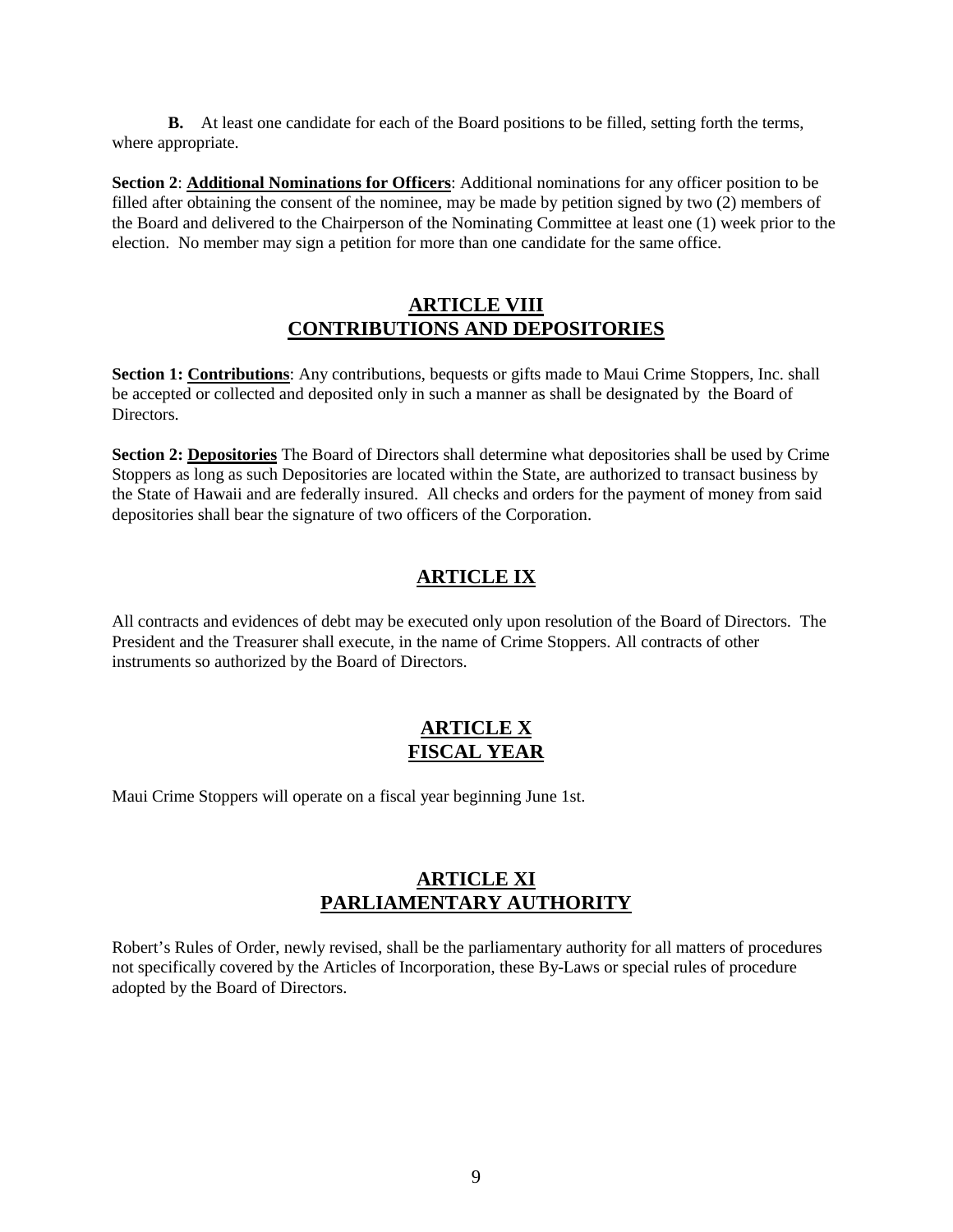**B.** At least one candidate for each of the Board positions to be filled, setting forth the terms, where appropriate.

**Section 2**: **Additional Nominations for Officers**: Additional nominations for any officer position to be filled after obtaining the consent of the nominee, may be made by petition signed by two (2) members of the Board and delivered to the Chairperson of the Nominating Committee at least one (1) week prior to the election. No member may sign a petition for more than one candidate for the same office.

## ARTICLE VIII
## CONTRIBUTIONS AND DEPOSITORIES

**Section 1: Contributions**: Any contributions, bequests or gifts made to Maui Crime Stoppers, Inc. shall be accepted or collected and deposited only in such a manner as shall be designated by the Board of Directors.

**Section 2: Depositories** The Board of Directors shall determine what depositories shall be used by Crime Stoppers as long as such Depositories are located within the State, are authorized to transact business by the State of Hawaii and are federally insured. All checks and orders for the payment of money from said depositories shall bear the signature of two officers of the Corporation.

## ARTICLE IX

All contracts and evidences of debt may be executed only upon resolution of the Board of Directors. The President and the Treasurer shall execute, in the name of Crime Stoppers. All contracts of other instruments so authorized by the Board of Directors.

## ARTICLE X
## FISCAL YEAR

Maui Crime Stoppers will operate on a fiscal year beginning June 1st.

## ARTICLE XI
## PARLIAMENTARY AUTHORITY

Robert's Rules of Order, newly revised, shall be the parliamentary authority for all matters of procedures not specifically covered by the Articles of Incorporation, these By-Laws or special rules of procedure adopted by the Board of Directors.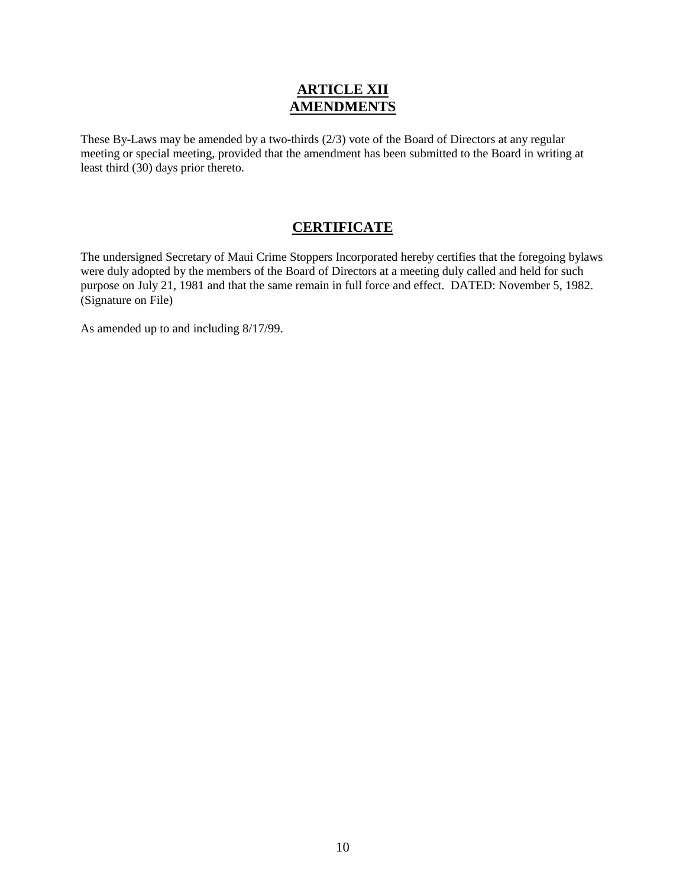## ARTICLE XII
## AMENDMENTS

These By-Laws may be amended by a two-thirds (2/3) vote of the Board of Directors at any regular meeting or special meeting, provided that the amendment has been submitted to the Board in writing at least third (30) days prior thereto.

## CERTIFICATE

The undersigned Secretary of Maui Crime Stoppers Incorporated hereby certifies that the foregoing bylaws were duly adopted by the members of the Board of Directors at a meeting duly called and held for such purpose on July 21, 1981 and that the same remain in full force and effect. DATED: November 5, 1982. (Signature on File)

As amended up to and including 8/17/99.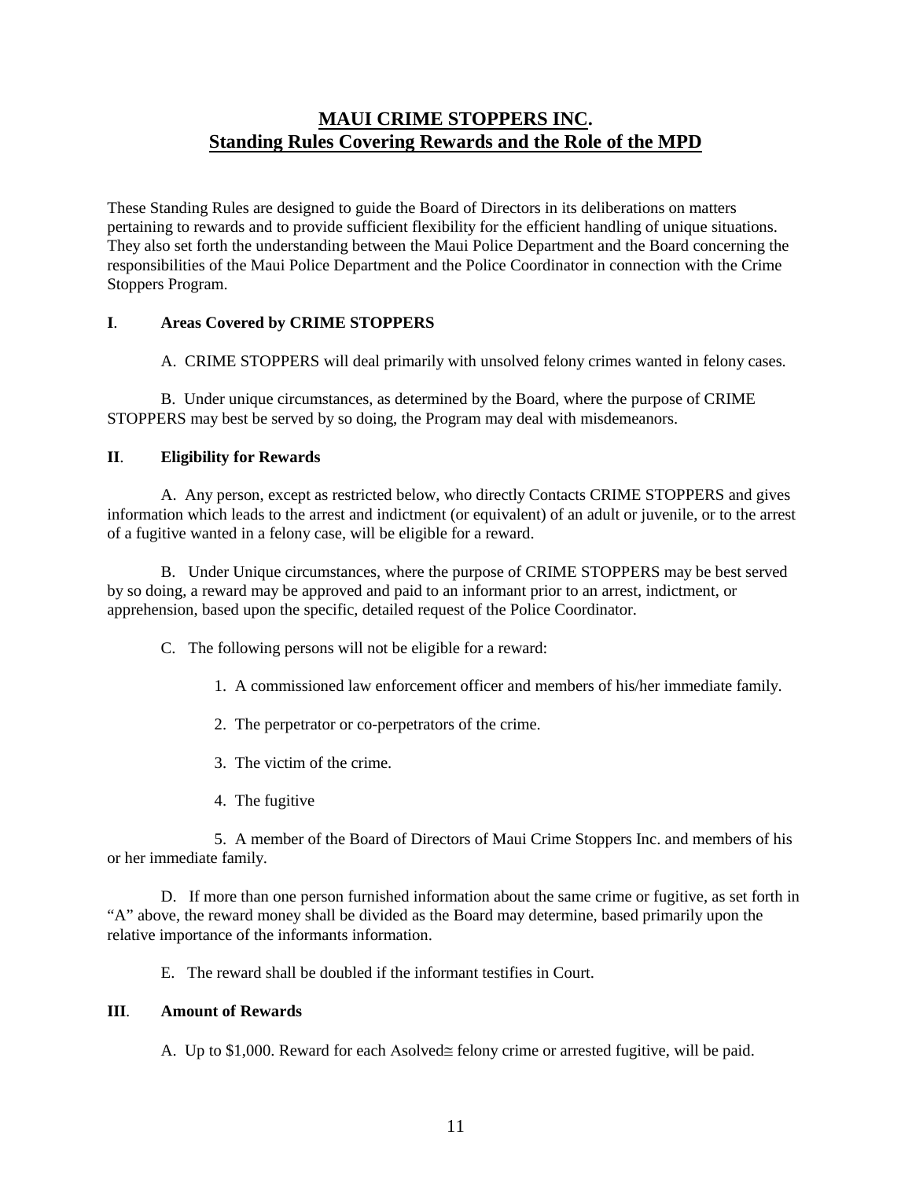# MAUI CRIME STOPPERS INC.
## Standing Rules Covering Rewards and the Role of the MPD

These Standing Rules are designed to guide the Board of Directors in its deliberations on matters pertaining to rewards and to provide sufficient flexibility for the efficient handling of unique situations. They also set forth the understanding between the Maui Police Department and the Board concerning the responsibilities of the Maui Police Department and the Police Coordinator in connection with the Crime Stoppers Program.

**I**. **Areas Covered by CRIME STOPPERS**

A. CRIME STOPPERS will deal primarily with unsolved felony crimes wanted in felony cases.

B. Under unique circumstances, as determined by the Board, where the purpose of CRIME STOPPERS may best be served by so doing, the Program may deal with misdemeanors.

**II**. **Eligibility for Rewards**

A. Any person, except as restricted below, who directly Contacts CRIME STOPPERS and gives information which leads to the arrest and indictment (or equivalent) of an adult or juvenile, or to the arrest of a fugitive wanted in a felony case, will be eligible for a reward.

B. Under Unique circumstances, where the purpose of CRIME STOPPERS may be best served by so doing, a reward may be approved and paid to an informant prior to an arrest, indictment, or apprehension, based upon the specific, detailed request of the Police Coordinator.

C. The following persons will not be eligible for a reward:

1. A commissioned law enforcement officer and members of his/her immediate family.

2. The perpetrator or co-perpetrators of the crime.

3. The victim of the crime.

4. The fugitive

5. A member of the Board of Directors of Maui Crime Stoppers Inc. and members of his or her immediate family.

D. If more than one person furnished information about the same crime or fugitive, as set forth in "A" above, the reward money shall be divided as the Board may determine, based primarily upon the relative importance of the informants information.

E. The reward shall be doubled if the informant testifies in Court.

**III**. **Amount of Rewards**

A. Up to $1,000. Reward for each Asolved≅ felony crime or arrested fugitive, will be paid.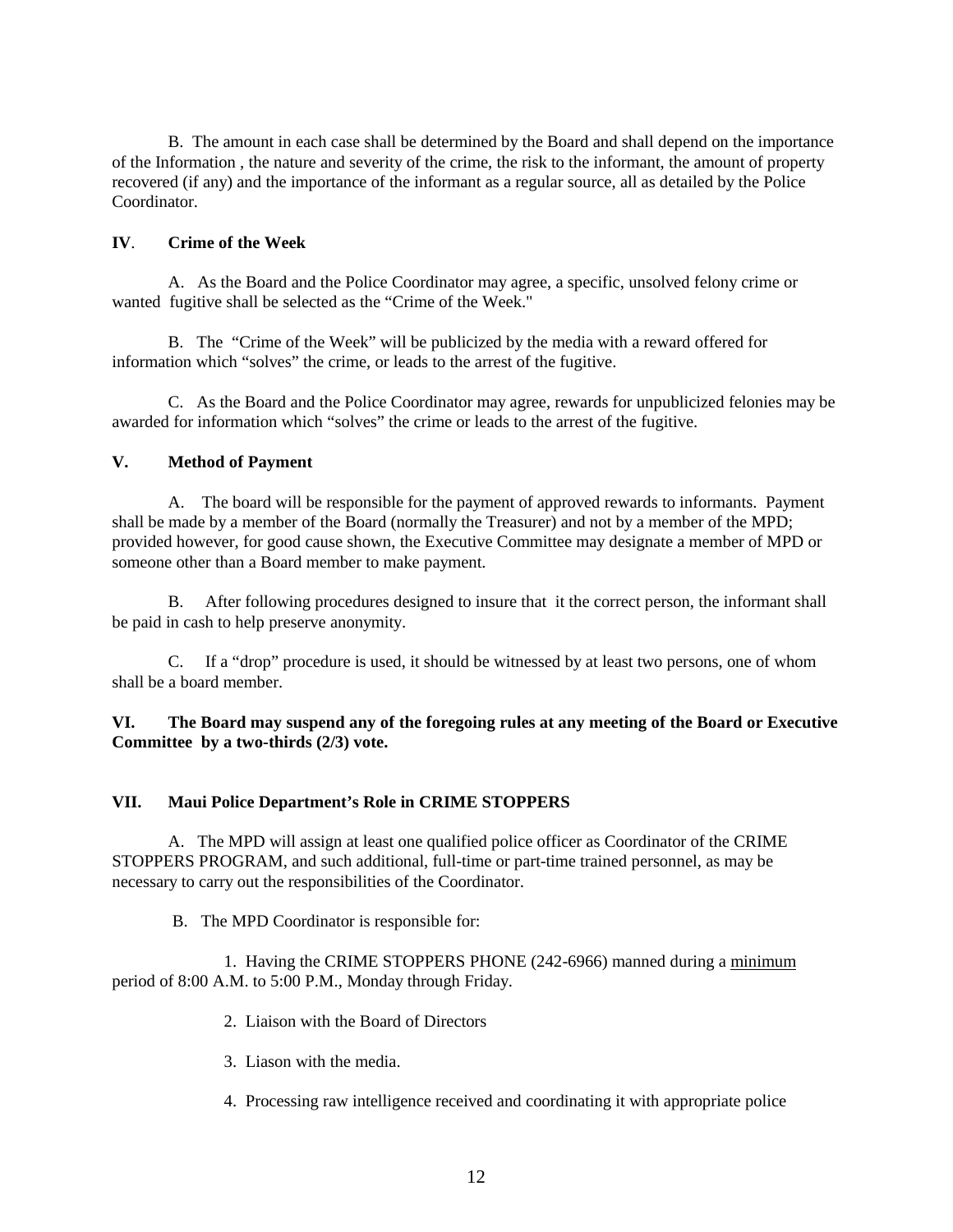B. The amount in each case shall be determined by the Board and shall depend on the importance of the Information , the nature and severity of the crime, the risk to the informant, the amount of property recovered (if any) and the importance of the informant as a regular source, all as detailed by the Police Coordinator.

**IV**. **Crime of the Week**

A. As the Board and the Police Coordinator may agree, a specific, unsolved felony crime or wanted fugitive shall be selected as the "Crime of the Week."

B. The "Crime of the Week" will be publicized by the media with a reward offered for information which "solves" the crime, or leads to the arrest of the fugitive.

C. As the Board and the Police Coordinator may agree, rewards for unpublicized felonies may be awarded for information which "solves" the crime or leads to the arrest of the fugitive.

**V. Method of Payment**

A. The board will be responsible for the payment of approved rewards to informants. Payment shall be made by a member of the Board (normally the Treasurer) and not by a member of the MPD; provided however, for good cause shown, the Executive Committee may designate a member of MPD or someone other than a Board member to make payment.

B. After following procedures designed to insure that it the correct person, the informant shall be paid in cash to help preserve anonymity.

C. If a "drop" procedure is used, it should be witnessed by at least two persons, one of whom shall be a board member.

**VI. The Board may suspend any of the foregoing rules at any meeting of the Board or Executive Committee by a two-thirds (2/3) vote.**

**VII. Maui Police Department's Role in CRIME STOPPERS**

A. The MPD will assign at least one qualified police officer as Coordinator of the CRIME STOPPERS PROGRAM, and such additional, full-time or part-time trained personnel, as may be necessary to carry out the responsibilities of the Coordinator.

B. The MPD Coordinator is responsible for:

1. Having the CRIME STOPPERS PHONE (242-6966) manned during a minimum period of 8:00 A.M. to 5:00 P.M., Monday through Friday.

2. Liaison with the Board of Directors

3. Liason with the media.

4. Processing raw intelligence received and coordinating it with appropriate police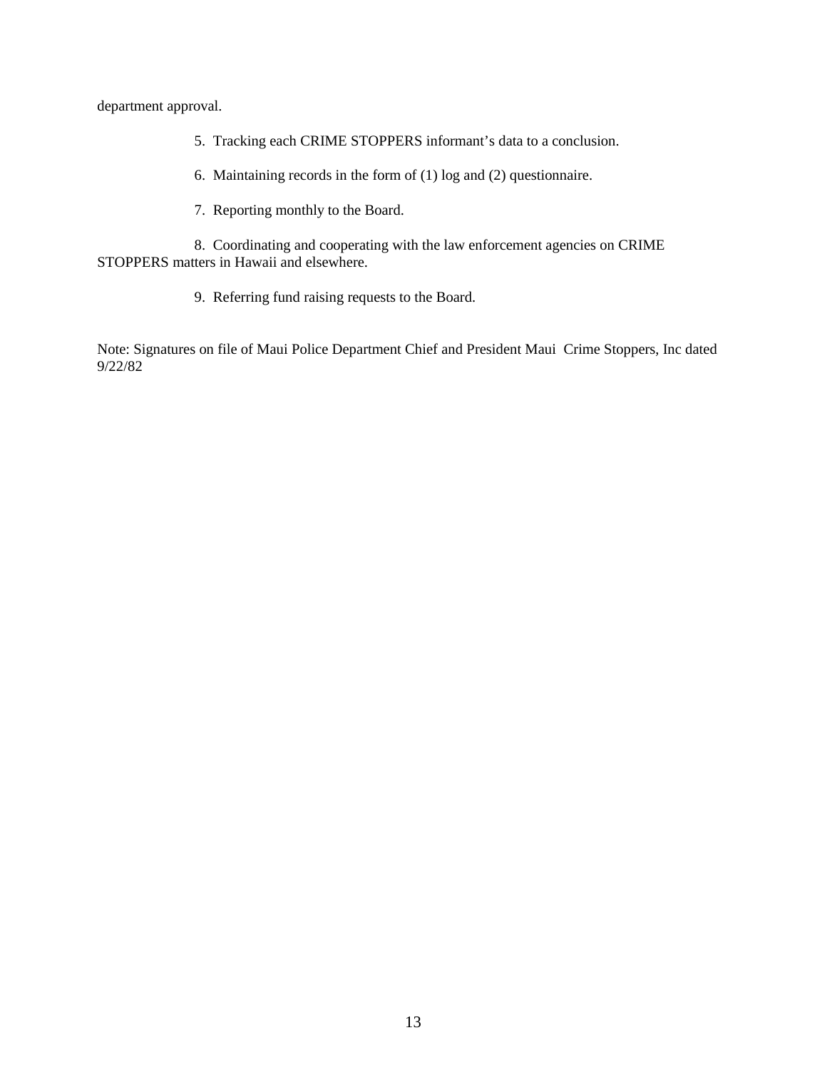department approval.

5. Tracking each CRIME STOPPERS informant's data to a conclusion.

6. Maintaining records in the form of (1) log and (2) questionnaire.

7. Reporting monthly to the Board.

8. Coordinating and cooperating with the law enforcement agencies on CRIME STOPPERS matters in Hawaii and elsewhere.

9. Referring fund raising requests to the Board.

Note: Signatures on file of Maui Police Department Chief and President Maui Crime Stoppers, Inc dated 9/22/82